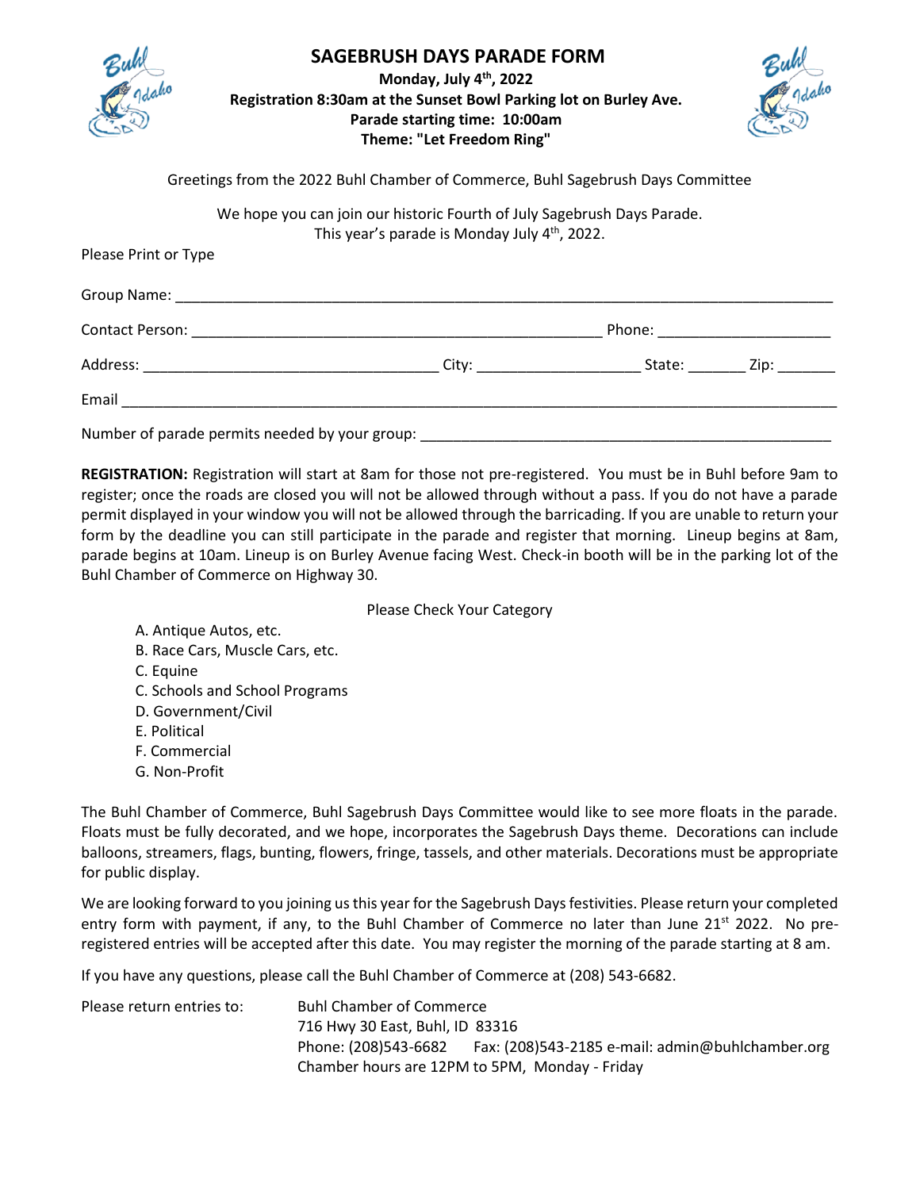# SAGEBRUSH DAYS PARADE FORM

**Monday, July 4th, 2022**
**Registration 8:30am at the Sunset Bowl Parking lot on Burley Ave.**
**Parade starting time: 10:00am**
**Theme: "Let Freedom Ring"**

Greetings from the 2022 Buhl Chamber of Commerce, Buhl Sagebrush Days Committee

We hope you can join our historic Fourth of July Sagebrush Days Parade.
This year's parade is Monday July 4th, 2022.

Please Print or Type

Group Name: ___________________________________________________________________________

Contact Person: _______________________________________________ Phone: ____________________

Address: __________________________________ City: __________________ State: _______ Zip: _______

Email ________________________________________________________________________________

Number of parade permits needed by your group: ______________________________________________

**REGISTRATION:** Registration will start at 8am for those not pre-registered. You must be in Buhl before 9am to register; once the roads are closed you will not be allowed through without a pass. If you do not have a parade permit displayed in your window you will not be allowed through the barricading. If you are unable to return your form by the deadline you can still participate in the parade and register that morning. Lineup begins at 8am, parade begins at 10am. Lineup is on Burley Avenue facing West. Check-in booth will be in the parking lot of the Buhl Chamber of Commerce on Highway 30.

Please Check Your Category

A. Antique Autos, etc.
B. Race Cars, Muscle Cars, etc.
C. Equine
C. Schools and School Programs
D. Government/Civil
E. Political
F. Commercial
G. Non-Profit

The Buhl Chamber of Commerce, Buhl Sagebrush Days Committee would like to see more floats in the parade. Floats must be fully decorated, and we hope, incorporates the Sagebrush Days theme. Decorations can include balloons, streamers, flags, bunting, flowers, fringe, tassels, and other materials. Decorations must be appropriate for public display.

We are looking forward to you joining us this year for the Sagebrush Days festivities. Please return your completed entry form with payment, if any, to the Buhl Chamber of Commerce no later than June 21st 2022. No pre-registered entries will be accepted after this date. You may register the morning of the parade starting at 8 am.

If you have any questions, please call the Buhl Chamber of Commerce at (208) 543-6682.

Please return entries to:

Buhl Chamber of Commerce
716 Hwy 30 East, Buhl, ID 83316
Phone: (208)543-6682 Fax: (208)543-2185 e-mail: admin@buhlchamber.org
Chamber hours are 12PM to 5PM, Monday - Friday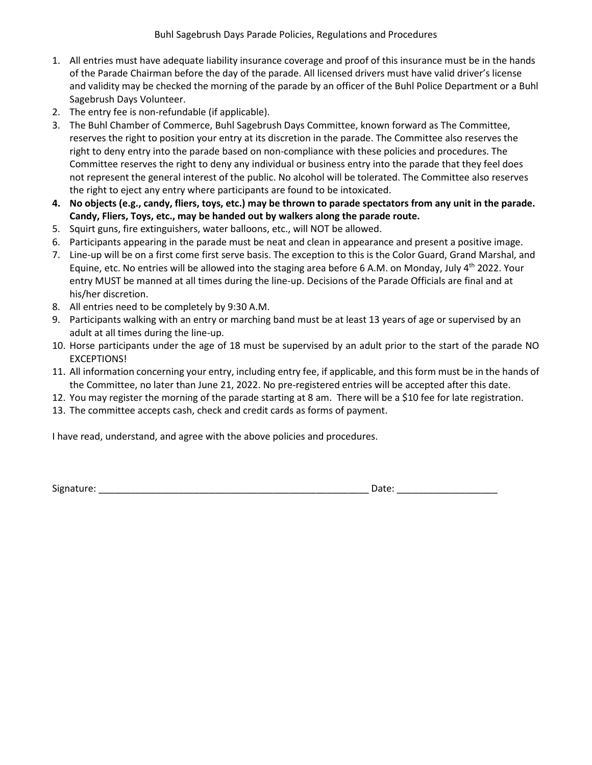# Buhl Sagebrush Days Parade Policies, Regulations and Procedures

1. All entries must have adequate liability insurance coverage and proof of this insurance must be in the hands of the Parade Chairman before the day of the parade. All licensed drivers must have valid driver's license and validity may be checked the morning of the parade by an officer of the Buhl Police Department or a Buhl Sagebrush Days Volunteer.
2. The entry fee is non-refundable (if applicable).
3. The Buhl Chamber of Commerce, Buhl Sagebrush Days Committee, known forward as The Committee, reserves the right to position your entry at its discretion in the parade. The Committee also reserves the right to deny entry into the parade based on non-compliance with these policies and procedures. The Committee reserves the right to deny any individual or business entry into the parade that they feel does not represent the general interest of the public. No alcohol will be tolerated. The Committee also reserves the right to eject any entry where participants are found to be intoxicated.
4. **No objects (e.g., candy, fliers, toys, etc.) may be thrown to parade spectators from any unit in the parade. Candy, Fliers, Toys, etc., may be handed out by walkers along the parade route.**
5. Squirt guns, fire extinguishers, water balloons, etc., will NOT be allowed.
6. Participants appearing in the parade must be neat and clean in appearance and present a positive image.
7. Line-up will be on a first come first serve basis. The exception to this is the Color Guard, Grand Marshal, and Equine, etc. No entries will be allowed into the staging area before 6 A.M. on Monday, July 4th 2022. Your entry MUST be manned at all times during the line-up. Decisions of the Parade Officials are final and at his/her discretion.
8. All entries need to be completely by 9:30 A.M.
9. Participants walking with an entry or marching band must be at least 13 years of age or supervised by an adult at all times during the line-up.
10. Horse participants under the age of 18 must be supervised by an adult prior to the start of the parade NO EXCEPTIONS!
11. All information concerning your entry, including entry fee, if applicable, and this form must be in the hands of the Committee, no later than June 21, 2022. No pre-registered entries will be accepted after this date.
12. You may register the morning of the parade starting at 8 am. There will be a $10 fee for late registration.
13. The committee accepts cash, check and credit cards as forms of payment.

I have read, understand, and agree with the above policies and procedures.

Signature: ____________________________________________________ Date: ___________________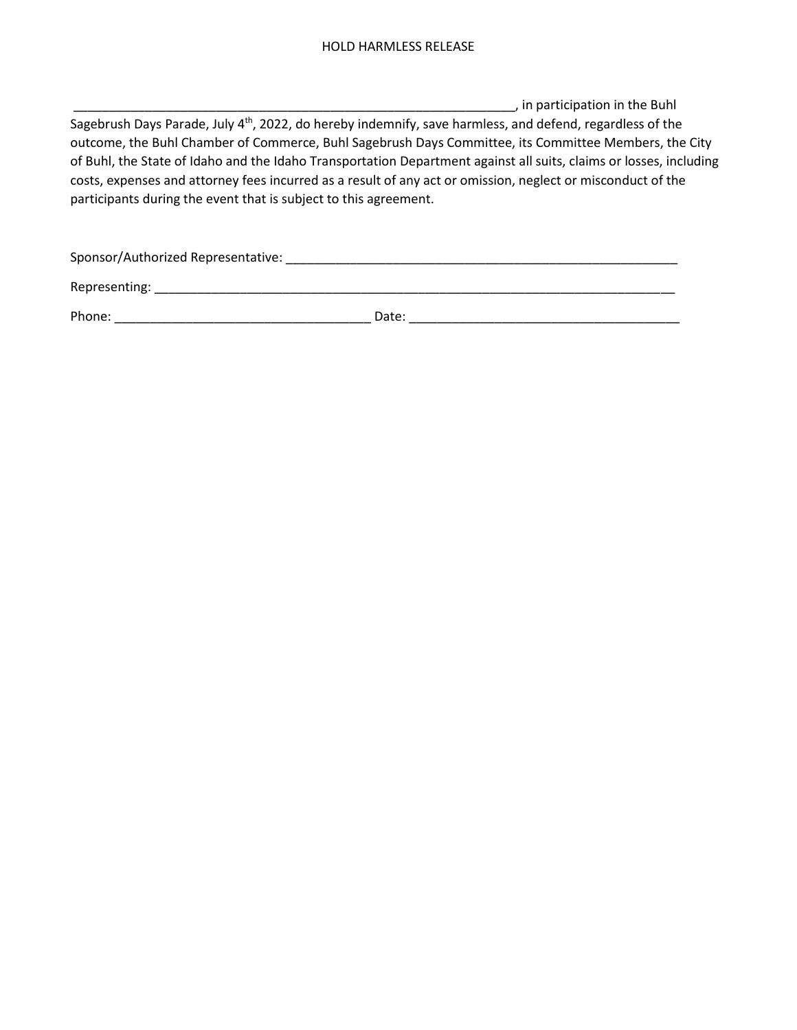# HOLD HARMLESS RELEASE

________________________________________________________________, in participation in the Buhl Sagebrush Days Parade, July 4th, 2022, do hereby indemnify, save harmless, and defend, regardless of the outcome, the Buhl Chamber of Commerce, Buhl Sagebrush Days Committee, its Committee Members, the City of Buhl, the State of Idaho and the Idaho Transportation Department against all suits, claims or losses, including costs, expenses and attorney fees incurred as a result of any act or omission, neglect or misconduct of the participants during the event that is subject to this agreement.

Sponsor/Authorized Representative: _________________________________________________________

Representing: ____________________________________________________________________________

Phone: ____________________________________ Date: ______________________________________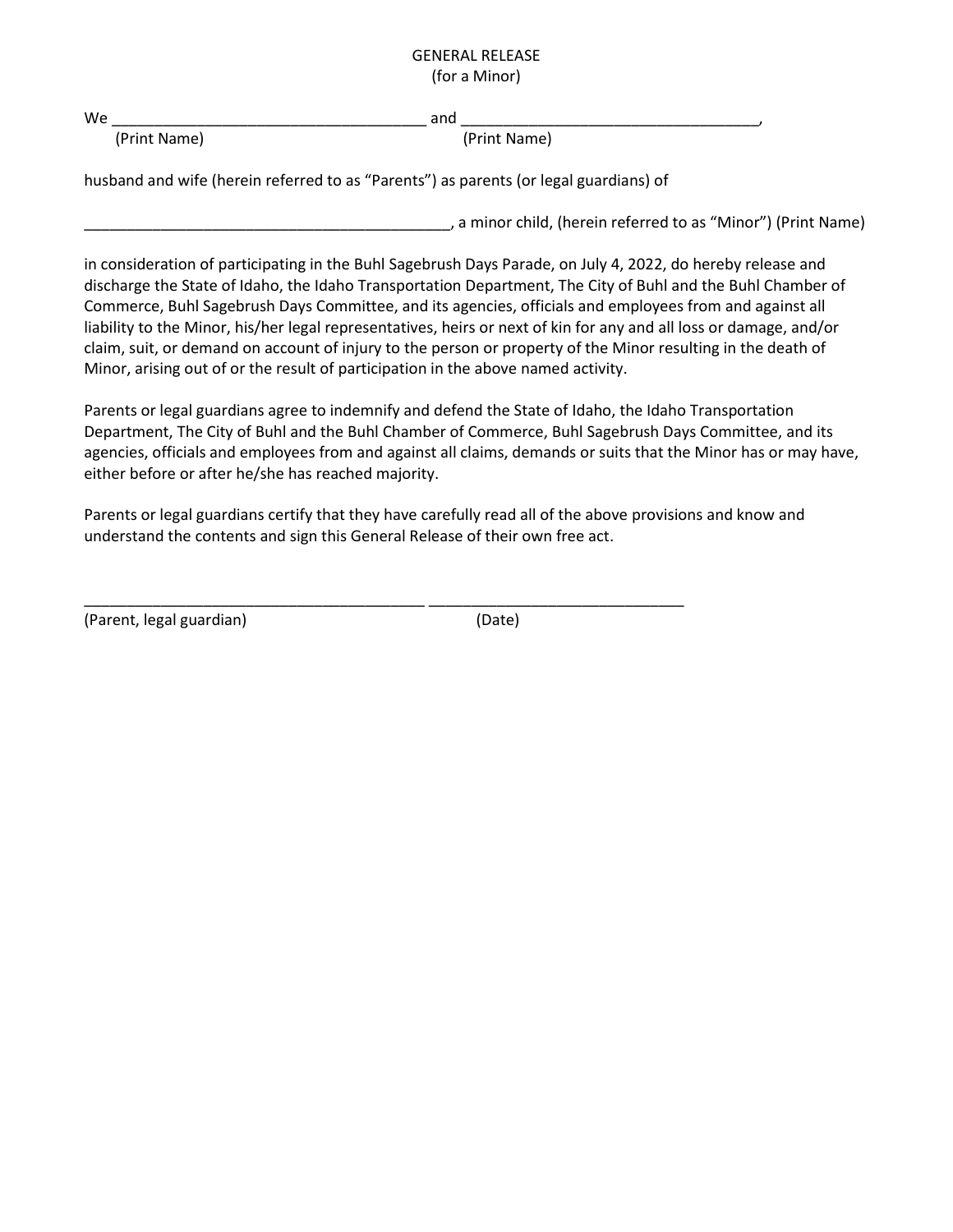# GENERAL RELEASE
(for a Minor)

We ______________________________________ and ____________________________________,
(Print Name) (Print Name)

husband and wife (herein referred to as "Parents") as parents (or legal guardians) of

____________________________________________, a minor child, (herein referred to as "Minor") (Print Name)

in consideration of participating in the Buhl Sagebrush Days Parade, on July 4, 2022, do hereby release and discharge the State of Idaho, the Idaho Transportation Department, The City of Buhl and the Buhl Chamber of Commerce, Buhl Sagebrush Days Committee, and its agencies, officials and employees from and against all liability to the Minor, his/her legal representatives, heirs or next of kin for any and all loss or damage, and/or claim, suit, or demand on account of injury to the person or property of the Minor resulting in the death of Minor, arising out of or the result of participation in the above named activity.

Parents or legal guardians agree to indemnify and defend the State of Idaho, the Idaho Transportation Department, The City of Buhl and the Buhl Chamber of Commerce, Buhl Sagebrush Days Committee, and its agencies, officials and employees from and against all claims, demands or suits that the Minor has or may have, either before or after he/she has reached majority.

Parents or legal guardians certify that they have carefully read all of the above provisions and know and understand the contents and sign this General Release of their own free act.

________________________________________ ______________________________
(Parent, legal guardian) (Date)